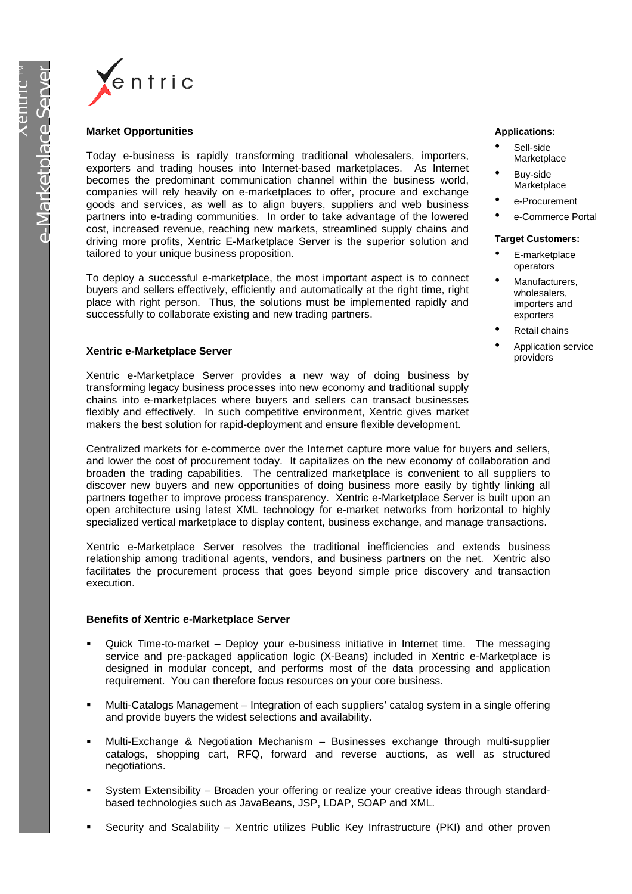# Xentric

## Market Opportunities

Today e-business is rapidly transforming traditional wholesalers, importers, exporters and trading houses into Internet-based marketplaces. As Internet becomes the predominant communication channel within the business world, companies will rely heavily on e-marketplaces to offer, procure and exchange goods and services, as well as to align buyers, suppliers and web business partners into e-trading communities. In order to take advantage of the lowered cost, increased revenue, reaching new markets, streamlined supply chains and driving more profits, Xentric E-Marketplace Server is the superior solution and tailored to your unique business proposition.

To deploy a successful e-marketplace, the most important aspect is to connect buyers and sellers effectively, efficiently and automatically at the right time, right place with right person. Thus, the solutions must be implemented rapidly and successfully to collaborate existing and new trading partners.

**Applications:**

- Sell-side Marketplace
- Buy-side Marketplace
- e-Procurement
- e-Commerce Portal

**Target Customers:**

- E-marketplace operators
- Manufacturers, wholesalers, importers and exporters
- Retail chains
- Application service providers

## Xentric e-Marketplace Server

Xentric e-Marketplace Server provides a new way of doing business by transforming legacy business processes into new economy and traditional supply chains into e-marketplaces where buyers and sellers can transact businesses flexibly and effectively. In such competitive environment, Xentric gives market makers the best solution for rapid-deployment and ensure flexible development.

Centralized markets for e-commerce over the Internet capture more value for buyers and sellers, and lower the cost of procurement today. It capitalizes on the new economy of collaboration and broaden the trading capabilities. The centralized marketplace is convenient to all suppliers to discover new buyers and new opportunities of doing business more easily by tightly linking all partners together to improve process transparency. Xentric e-Marketplace Server is built upon an open architecture using latest XML technology for e-market networks from horizontal to highly specialized vertical marketplace to display content, business exchange, and manage transactions.

Xentric e-Marketplace Server resolves the traditional inefficiencies and extends business relationship among traditional agents, vendors, and business partners on the net. Xentric also facilitates the procurement process that goes beyond simple price discovery and transaction execution.

## Benefits of Xentric e-Marketplace Server

- Quick Time-to-market – Deploy your e-business initiative in Internet time. The messaging service and pre-packaged application logic (X-Beans) included in Xentric e-Marketplace is designed in modular concept, and performs most of the data processing and application requirement. You can therefore focus resources on your core business.

- Multi-Catalogs Management – Integration of each suppliers' catalog system in a single offering and provide buyers the widest selections and availability.

- Multi-Exchange & Negotiation Mechanism – Businesses exchange through multi-supplier catalogs, shopping cart, RFQ, forward and reverse auctions, as well as structured negotiations.

- System Extensibility – Broaden your offering or realize your creative ideas through standard-based technologies such as JavaBeans, JSP, LDAP, SOAP and XML.

- Security and Scalability – Xentric utilizes Public Key Infrastructure (PKI) and other proven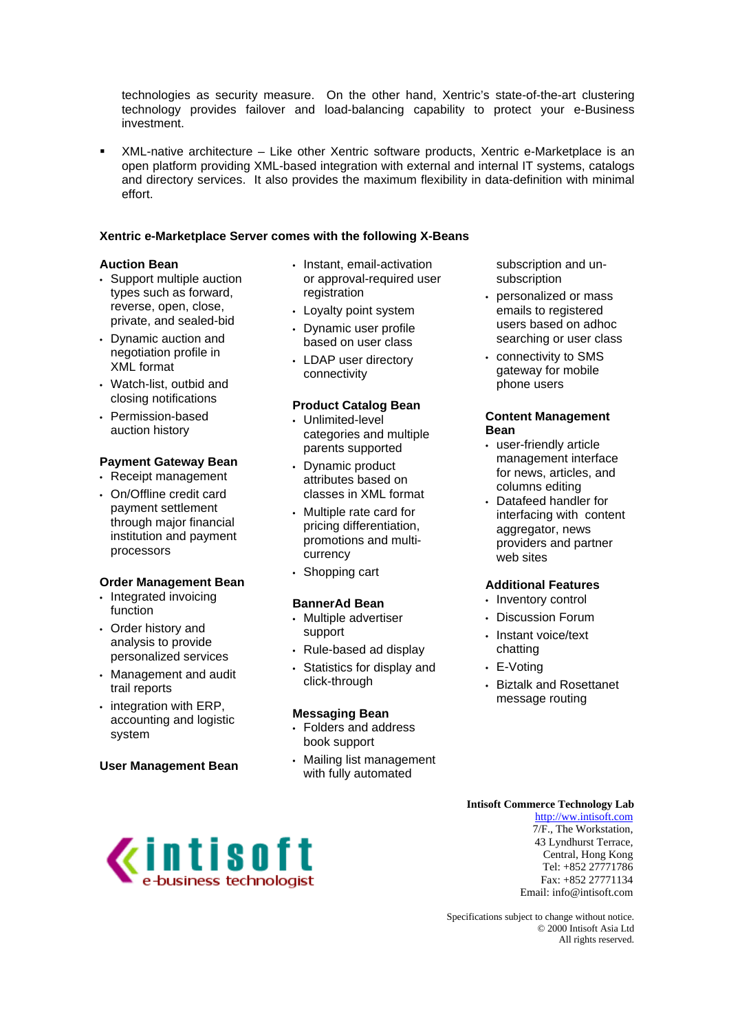technologies as security measure. On the other hand, Xentric's state-of-the-art clustering technology provides failover and load-balancing capability to protect your e-Business investment.

- XML-native architecture – Like other Xentric software products, Xentric e-Marketplace is an open platform providing XML-based integration with external and internal IT systems, catalogs and directory services. It also provides the maximum flexibility in data-definition with minimal effort.

**Xentric e-Marketplace Server comes with the following X-Beans**

**Auction Bean**
- Support multiple auction types such as forward, reverse, open, close, private, and sealed-bid
- Dynamic auction and negotiation profile in XML format
- Watch-list, outbid and closing notifications
- Permission-based auction history

**Payment Gateway Bean**
- Receipt management
- On/Offline credit card payment settlement through major financial institution and payment processors

**Order Management Bean**
- Integrated invoicing function
- Order history and analysis to provide personalized services
- Management and audit trail reports
- integration with ERP, accounting and logistic system

**User Management Bean**
- Instant, email-activation or approval-required user registration
- Loyalty point system
- Dynamic user profile based on user class
- LDAP user directory connectivity

**Product Catalog Bean**
- Unlimited-level categories and multiple parents supported
- Dynamic product attributes based on classes in XML format
- Multiple rate card for pricing differentiation, promotions and multi-currency
- Shopping cart

**BannerAd Bean**
- Multiple advertiser support
- Rule-based ad display
- Statistics for display and click-through

**Messaging Bean**
- Folders and address book support
- Mailing list management with fully automated subscription and un-subscription
- personalized or mass emails to registered users based on adhoc searching or user class
- connectivity to SMS gateway for mobile phone users

**Content Management Bean**
- user-friendly article management interface for news, articles, and columns editing
- Datafeed handler for interfacing with content aggregator, news providers and partner web sites

**Additional Features**
- Inventory control
- Discussion Forum
- Instant voice/text chatting
- E-Voting
- Biztalk and Rosettanet message routing

intisoft
e-business technologist

**Intisoft Commerce Technology Lab**
http://ww.intisoft.com
7/F., The Workstation,
43 Lyndhurst Terrace,
Central, Hong Kong
Tel: +852 27771786
Fax: +852 27771134
Email: info@intisoft.com

Specifications subject to change without notice.
© 2000 Intisoft Asia Ltd
All rights reserved.